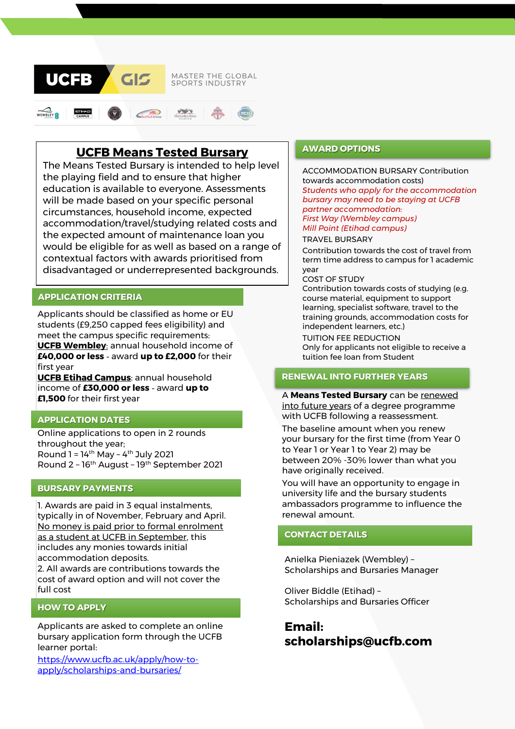UCFB GIS

MASTER THE GLOBAL SPORTS INDUSTRY

# UCFB Means Tested Bursary

The Means Tested Bursary is intended to help level the playing field and to ensure that higher education is available to everyone. Assessments will be made based on your specific personal circumstances, household income, expected accommodation/travel/studying related costs and the expected amount of maintenance loan you would be eligible for as well as based on a range of contextual factors with awards prioritised from disadvantaged or underrepresented backgrounds.

## APPLICATION CRITERIA

Applicants should be classified as home or EU students (£9,250 capped fees eligibility) and meet the campus specific requirements:

**UCFB Wembley**: annual household income of **£40,000 or less** - award **up to £2,000** for their first year

**UCFB Etihad Campus**: annual household income of **£30,000 or less** - award **up to £1,500** for their first year

## APPLICATION DATES

Online applications to open in 2 rounds throughout the year;

Round 1 = 14th May – 4th July 2021

Round 2 – 16th August – 19th September 2021

## BURSARY PAYMENTS

1. Awards are paid in 3 equal instalments, typically in of November, February and April. No money is paid prior to formal enrolment as a student at UCFB in September, this includes any monies towards initial accommodation deposits.
2. All awards are contributions towards the cost of award option and will not cover the full cost

## HOW TO APPLY

Applicants are asked to complete an online bursary application form through the UCFB learner portal:

https://www.ucfb.ac.uk/apply/how-to-apply/scholarships-and-bursaries/

## AWARD OPTIONS

ACCOMMODATION BURSARY Contribution towards accommodation costs)

*Students who apply for the accommodation bursary may need to be staying at UCFB partner accommodation:*
*First Way (Wembley campus)*
*Mill Point (Etihad campus)*

TRAVEL BURSARY

Contribution towards the cost of travel from term time address to campus for 1 academic year

COST OF STUDY

Contribution towards costs of studying (e.g. course material, equipment to support learning, specialist software, travel to the training grounds, accommodation costs for independent learners, etc.)

TUITION FEE REDUCTION

Only for applicants not eligible to receive a tuition fee loan from Student

## RENEWAL INTO FURTHER YEARS

A **Means Tested Bursary** can be renewed into future years of a degree programme with UCFB following a reassessment.

The baseline amount when you renew your bursary for the first time (from Year 0 to Year 1 or Year 1 to Year 2) may be between 20% -30% lower than what you have originally received.

You will have an opportunity to engage in university life and the bursary students ambassadors programme to influence the renewal amount.

## CONTACT DETAILS

Anielka Pieniazek (Wembley) – Scholarships and Bursaries Manager

Oliver Biddle (Etihad) – Scholarships and Bursaries Officer

**Email: scholarships@ucfb.com**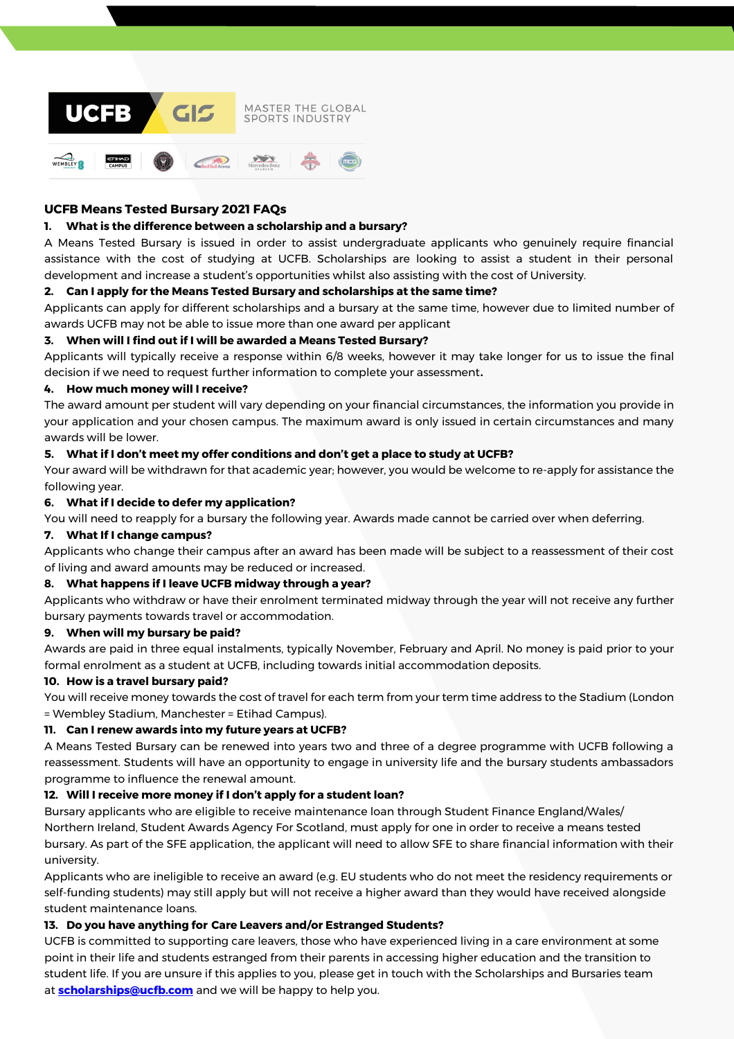UCFB GIS

MASTER THE GLOBAL SPORTS INDUSTRY

## UCFB Means Tested Bursary 2021 FAQs

**1. What is the difference between a scholarship and a bursary?**

A Means Tested Bursary is issued in order to assist undergraduate applicants who genuinely require financial assistance with the cost of studying at UCFB. Scholarships are looking to assist a student in their personal development and increase a student's opportunities whilst also assisting with the cost of University.

**2. Can I apply for the Means Tested Bursary and scholarships at the same time?**

Applicants can apply for different scholarships and a bursary at the same time, however due to limited number of awards UCFB may not be able to issue more than one award per applicant

**3. When will I find out if I will be awarded a Means Tested Bursary?**

Applicants will typically receive a response within 6/8 weeks, however it may take longer for us to issue the final decision if we need to request further information to complete your assessment**.**

**4. How much money will I receive?**

The award amount per student will vary depending on your financial circumstances, the information you provide in your application and your chosen campus. The maximum award is only issued in certain circumstances and many awards will be lower.

**5. What if I don't meet my offer conditions and don't get a place to study at UCFB?**

Your award will be withdrawn for that academic year; however, you would be welcome to re-apply for assistance the following year.

**6. What if I decide to defer my application?**

You will need to reapply for a bursary the following year. Awards made cannot be carried over when deferring.

**7. What If I change campus?**

Applicants who change their campus after an award has been made will be subject to a reassessment of their cost of living and award amounts may be reduced or increased.

**8. What happens if I leave UCFB midway through a year?**

Applicants who withdraw or have their enrolment terminated midway through the year will not receive any further bursary payments towards travel or accommodation.

**9. When will my bursary be paid?**

Awards are paid in three equal instalments, typically November, February and April. No money is paid prior to your formal enrolment as a student at UCFB, including towards initial accommodation deposits.

**10. How is a travel bursary paid?**

You will receive money towards the cost of travel for each term from your term time address to the Stadium (London = Wembley Stadium, Manchester = Etihad Campus).

**11. Can I renew awards into my future years at UCFB?**

A Means Tested Bursary can be renewed into years two and three of a degree programme with UCFB following a reassessment. Students will have an opportunity to engage in university life and the bursary students ambassadors programme to influence the renewal amount.

**12. Will I receive more money if I don't apply for a student loan?**

Bursary applicants who are eligible to receive maintenance loan through Student Finance England/Wales/ Northern Ireland, Student Awards Agency For Scotland, must apply for one in order to receive a means tested bursary. As part of the SFE application, the applicant will need to allow SFE to share financial information with their university.

Applicants who are ineligible to receive an award (e.g. EU students who do not meet the residency requirements or self-funding students) may still apply but will not receive a higher award than they would have received alongside student maintenance loans.

**13. Do you have anything for Care Leavers and/or Estranged Students?**

UCFB is committed to supporting care leavers, those who have experienced living in a care environment at some point in their life and students estranged from their parents in accessing higher education and the transition to student life. If you are unsure if this applies to you, please get in touch with the Scholarships and Bursaries team at **scholarships@ucfb.com** and we will be happy to help you.